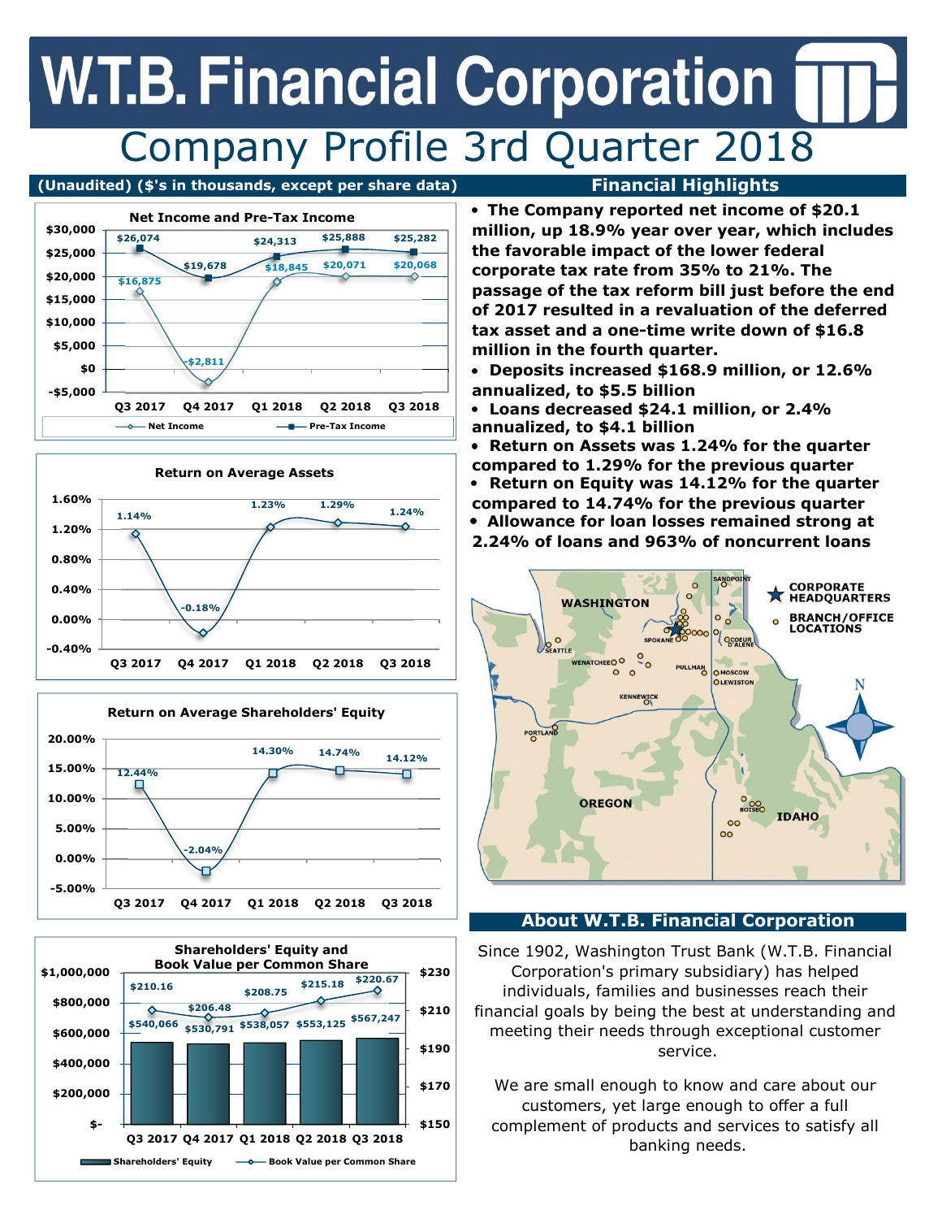# W.T.B. Financial Corporation

## Company Profile 3rd Quarter 2018

**(Unaudited) ($'s in thousands, except per share data)**

### Net Income and Pre-Tax Income

| | Q3 2017 | Q4 2017 | Q1 2018 | Q2 2018 | Q3 2018 |
|---|---|---|---|---|---|
| Net Income | $16,875 | -$2,811 | $18,845 | $20,071 | $20,068 |
| Pre-Tax Income | $26,074 | $19,678 | $24,313 | $25,888 | $25,282 |

### Return on Average Assets

| Q3 2017 | Q4 2017 | Q1 2018 | Q2 2018 | Q3 2018 |
|---|---|---|---|---|
| 1.14% | -0.18% | 1.23% | 1.29% | 1.24% |

### Return on Average Shareholders' Equity

| Q3 2017 | Q4 2017 | Q1 2018 | Q2 2018 | Q3 2018 |
|---|---|---|---|---|
| 12.44% | -2.04% | 14.30% | 14.74% | 14.12% |

### Shareholders' Equity and Book Value per Common Share

| | Q3 2017 | Q4 2017 | Q1 2018 | Q2 2018 | Q3 2018 |
|---|---|---|---|---|---|
| Shareholders' Equity | $540,066 | $530,791 | $538,057 | $553,125 | $567,247 |
| Book Value per Common Share | $210.16 | $206.48 | $208.75 | $215.18 | $220.67 |

## Financial Highlights

- **The Company reported net income of $20.1 million, up 18.9% year over year, which includes the favorable impact of the lower federal corporate tax rate from 35% to 21%. The passage of the tax reform bill just before the end of 2017 resulted in a revaluation of the deferred tax asset and a one-time write down of $16.8 million in the fourth quarter.**
- **Deposits increased $168.9 million, or 12.6% annualized, to $5.5 billion**
- **Loans decreased $24.1 million, or 2.4% annualized, to $4.1 billion**
- **Return on Assets was 1.24% for the quarter compared to 1.29% for the previous quarter**
- **Return on Equity was 14.12% for the quarter compared to 14.74% for the previous quarter**
- **Allowance for loan losses remained strong at 2.24% of loans and 963% of noncurrent loans**

Map legend: CORPORATE HEADQUARTERS; BRANCH/OFFICE LOCATIONS. Washington, Oregon, Idaho — Sandpoint, Spokane, Coeur d'Alene, Seattle, Wenatchee, Pullman, Moscow, Lewiston, Kennewick, Portland, Boise.

## About W.T.B. Financial Corporation

Since 1902, Washington Trust Bank (W.T.B. Financial Corporation's primary subsidiary) has helped individuals, families and businesses reach their financial goals by being the best at understanding and meeting their needs through exceptional customer service.

We are small enough to know and care about our customers, yet large enough to offer a full complement of products and services to satisfy all banking needs.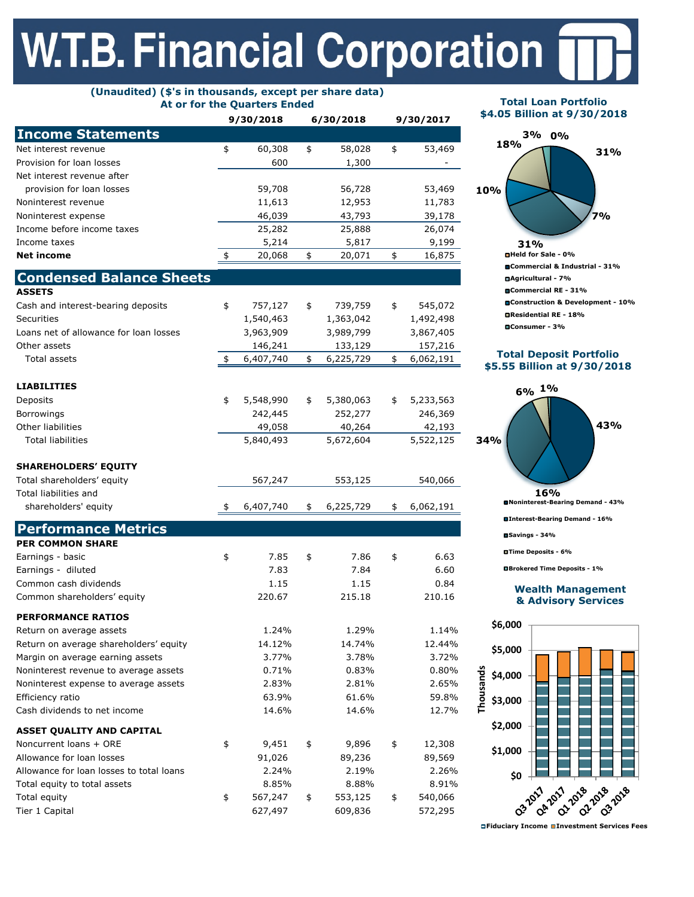# W.T.B. Financial Corporation

**(Unaudited) ($'s in thousands, except per share data)**
**At or for the Quarters Ended**

| | 9/30/2018 | 6/30/2018 | 9/30/2017 |
|---|---|---|---|
| **Income Statements** | | | |
| Net interest revenue | $ 60,308 | $ 58,028 | $ 53,469 |
| Provision for loan losses | 600 | 1,300 | - |
| Net interest revenue after provision for loan losses | 59,708 | 56,728 | 53,469 |
| Noninterest revenue | 11,613 | 12,953 | 11,783 |
| Noninterest expense | 46,039 | 43,793 | 39,178 |
| Income before income taxes | 25,282 | 25,888 | 26,074 |
| Income taxes | 5,214 | 5,817 | 9,199 |
| **Net income** | $ 20,068 | $ 20,071 | $ 16,875 |
| **Condensed Balance Sheets** | | | |
| **ASSETS** | | | |
| Cash and interest-bearing deposits | $ 757,127 | $ 739,759 | $ 545,072 |
| Securities | 1,540,463 | 1,363,042 | 1,492,498 |
| Loans net of allowance for loan losses | 3,963,909 | 3,989,799 | 3,867,405 |
| Other assets | 146,241 | 133,129 | 157,216 |
| Total assets | $ 6,407,740 | $ 6,225,729 | $ 6,062,191 |
| **LIABILITIES** | | | |
| Deposits | $ 5,548,990 | $ 5,380,063 | $ 5,233,563 |
| Borrowings | 242,445 | 252,277 | 246,369 |
| Other liabilities | 49,058 | 40,264 | 42,193 |
| Total liabilities | 5,840,493 | 5,672,604 | 5,522,125 |
| **SHAREHOLDERS' EQUITY** | | | |
| Total shareholders' equity | 567,247 | 553,125 | 540,066 |
| Total liabilities and shareholders' equity | $ 6,407,740 | $ 6,225,729 | $ 6,062,191 |
| **Performance Metrics** | | | |
| **PER COMMON SHARE** | | | |
| Earnings - basic | $ 7.85 | $ 7.86 | $ 6.63 |
| Earnings - diluted | 7.83 | 7.84 | 6.60 |
| Common cash dividends | 1.15 | 1.15 | 0.84 |
| Common shareholders' equity | 220.67 | 215.18 | 210.16 |
| **PERFORMANCE RATIOS** | | | |
| Return on average assets | 1.24% | 1.29% | 1.14% |
| Return on average shareholders' equity | 14.12% | 14.74% | 12.44% |
| Margin on average earning assets | 3.77% | 3.78% | 3.72% |
| Noninterest revenue to average assets | 0.71% | 0.83% | 0.80% |
| Noninterest expense to average assets | 2.83% | 2.81% | 2.65% |
| Efficiency ratio | 63.9% | 61.6% | 59.8% |
| Cash dividends to net income | 14.6% | 14.6% | 12.7% |
| **ASSET QUALITY AND CAPITAL** | | | |
| Noncurrent loans + ORE | $ 9,451 | $ 9,896 | $ 12,308 |
| Allowance for loan losses | 91,026 | 89,236 | 89,569 |
| Allowance for loan losses to total loans | 2.24% | 2.19% | 2.26% |
| Total equity to total assets | 8.85% | 8.88% | 8.91% |
| Total equity | $ 567,247 | $ 553,125 | $ 540,066 |
| Tier 1 Capital | 627,497 | 609,836 | 572,295 |

**Total Loan Portfolio**
**$4.05 Billion at 9/30/2018**

3%
0%
18%
31%
10%
7%
31%

Held for Sale - 0%
Commercial & Industrial - 31%
Agricultural - 7%
Commercial RE - 31%
Construction & Development - 10%
Residential RE - 18%
Consumer - 3%

**Total Deposit Portfolio**
**$5.55 Billion at 9/30/2018**

6%
1%
43%
34%
16%

Noninterest-Bearing Demand - 43%
Interest-Bearing Demand - 16%
Savings - 34%
Time Deposits - 6%
Brokered Time Deposits - 1%

**Wealth Management & Advisory Services**

$6,000
$5,000
$4,000
$3,000
$2,000
$1,000
$0

Thousands

Q3 2017
Q4 2017
Q1 2018
Q2 2018
Q3 2018

Fiduciary Income
Investment Services Fees